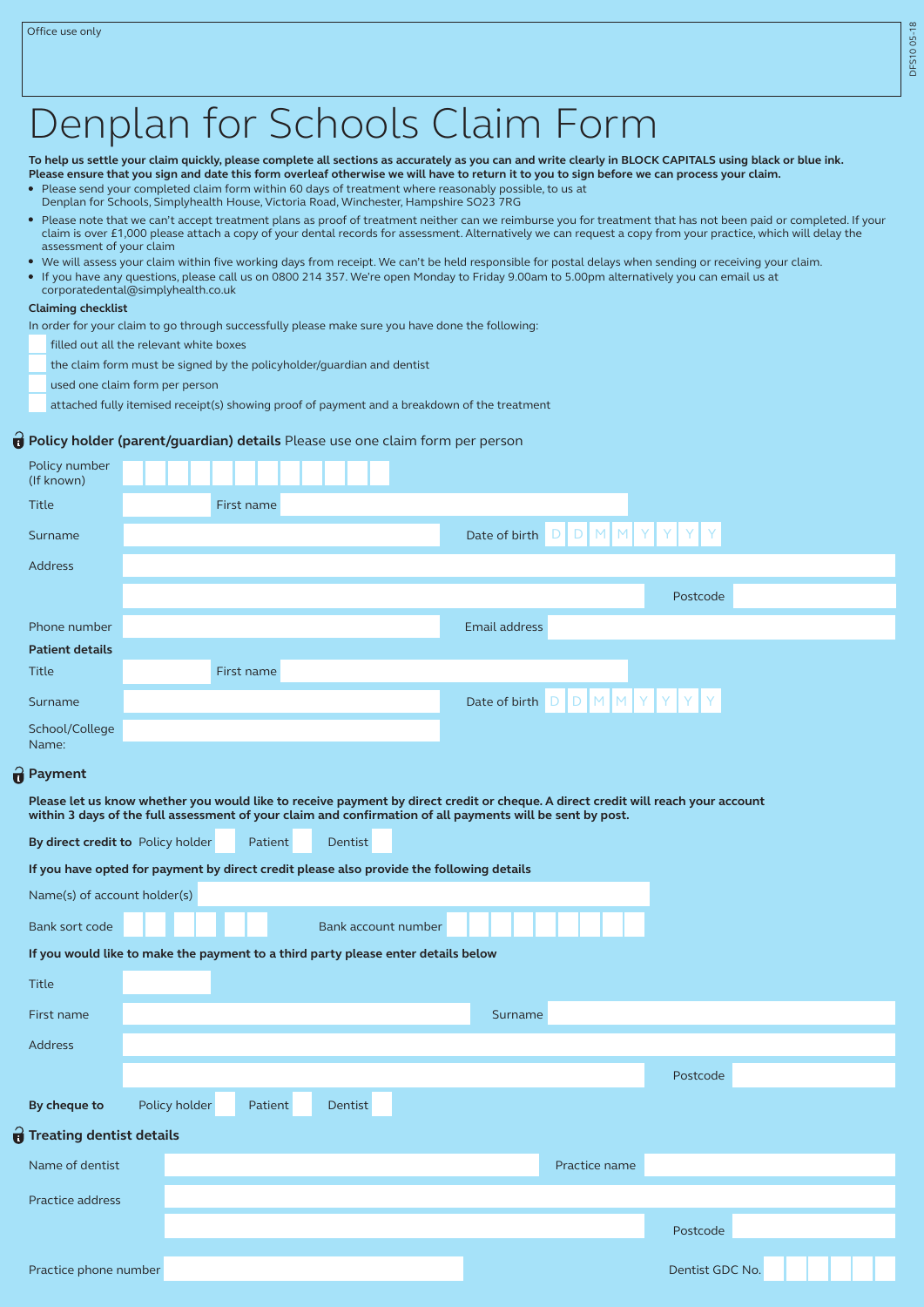Office use only

DFS10 05-18

# Denplan for Schools Claim Form

**To help us settle your claim quickly, please complete all sections as accurately as you can and write clearly in BLOCK CAPITALS using black or blue ink. Please ensure that you sign and date this form overleaf otherwise we will have to return it to you to sign before we can process your claim.**

- Please send your completed claim form within 60 days of treatment where reasonably possible, to us at Denplan for Schools, Simplyhealth House, Victoria Road, Winchester, Hampshire SO23 7RG
- Please note that we can't accept treatment plans as proof of treatment neither can we reimburse you for treatment that has not been paid or completed. If your claim is over £1,000 please attach a copy of your dental records for assessment. Alternatively we can request a copy from your practice, which will delay the assessment of your claim
- We will assess your claim within five working days from receipt. We can't be held responsible for postal delays when sending or receiving your claim.
- If you have any questions, please call us on 0800 214 357. We're open Monday to Friday 9.00am to 5.00pm alternatively you can email us at corporatedental@simplyhealth.co.uk

**Claiming checklist**

In order for your claim to go through successfully please make sure you have done the following:

- ☐ filled out all the relevant white boxes
- ☐ the claim form must be signed by the policyholder/guardian and dentist
- ☐ used one claim form per person
- ☐ attached fully itemised receipt(s) showing proof of payment and a breakdown of the treatment

## Policy holder (parent/guardian) details Please use one claim form per person

Policy number (If known) ____________

Title ______ First name ____________

Surname ____________ Date of birth D D M M Y Y Y Y

Address ____________

____________ Postcode ______

Phone number ____________ Email address ____________

**Patient details**

Title ______ First name ____________

Surname ____________ Date of birth D D M M Y Y Y Y

School/College Name: ____________

## Payment

**Please let us know whether you would like to receive payment by direct credit or cheque. A direct credit will reach your account within 3 days of the full assessment of your claim and confirmation of all payments will be sent by post.**

**By direct credit to** Policy holder ☐ Patient ☐ Dentist ☐

**If you have opted for payment by direct credit please also provide the following details**

Name(s) of account holder(s) ____________

Bank sort code __ __ __ Bank account number ________

**If you would like to make the payment to a third party please enter details below**

Title ______

First name ____________ Surname ____________

Address ____________

____________ Postcode ______

**By cheque to** Policy holder ☐ Patient ☐ Dentist ☐

## Treating dentist details

Name of dentist ____________ Practice name ____________

Practice address ____________

____________ Postcode ______

Practice phone number ____________ Dentist GDC No. ______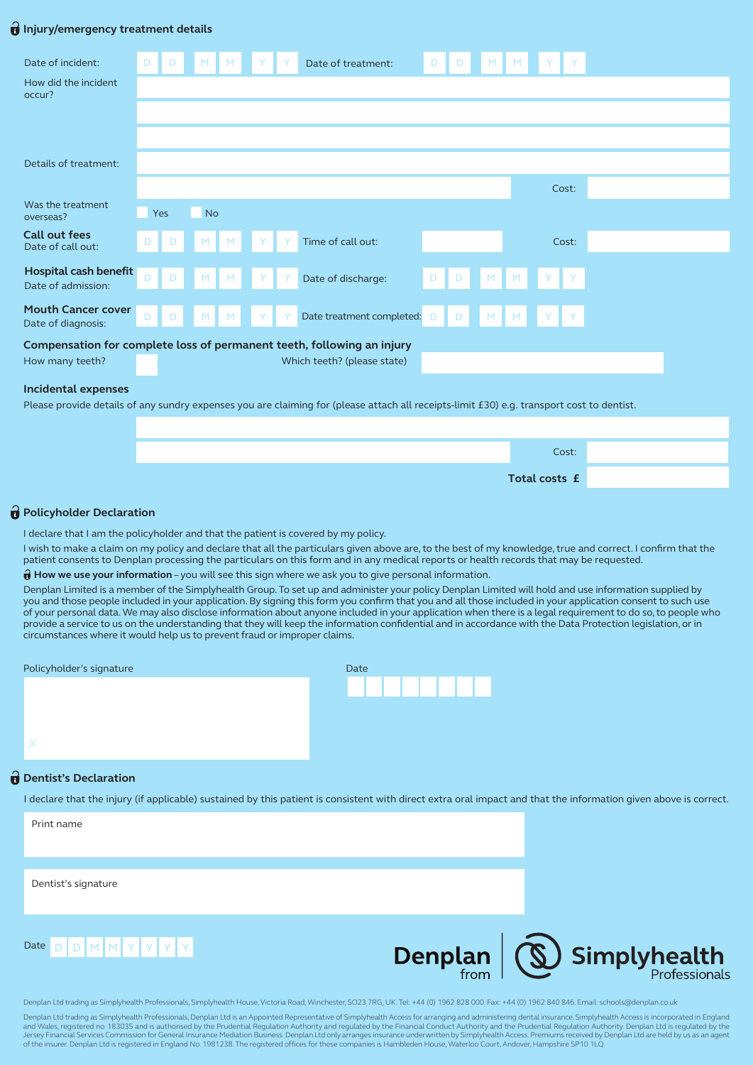## Injury/emergency treatment details

Date of incident: D D M M Y Y Date of treatment: D D M M Y Y

How did the incident occur?

Details of treatment:

Cost:

Was the treatment overseas? Yes No

**Call out fees**
Date of call out: D D M M Y Y Time of call out: Cost:

**Hospital cash benefit**
Date of admission: D D M M Y Y Date of discharge: D D M M Y Y

**Mouth Cancer cover**
Date of diagnosis: D D M M Y Y Date treatment completed: D D M M Y Y

**Compensation for complete loss of permanent teeth, following an injury**

How many teeth? Which teeth? (please state)

**Incidental expenses**

Please provide details of any sundry expenses you are claiming for (please attach all receipts-limit £30) e.g. transport cost to dentist.

Cost:

**Total costs £**

## Policyholder Declaration

I declare that I am the policyholder and that the patient is covered by my policy.

I wish to make a claim on my policy and declare that all the particulars given above are, to the best of my knowledge, true and correct. I confirm that the patient consents to Denplan processing the particulars on this form and in any medical reports or health records that may be requested.

**How we use your information** – you will see this sign where we ask you to give personal information.

Denplan Limited is a member of the Simplyhealth Group. To set up and administer your policy Denplan Limited will hold and use information supplied by you and those people included in your application. By signing this form you confirm that you and all those included in your application consent to such use of your personal data. We may also disclose information about anyone included in your application when there is a legal requirement to do so, to people who provide a service to us on the understanding that they will keep the information confidential and in accordance with the Data Protection legislation, or in circumstances where it would help us to prevent fraud or improper claims.

Policyholder's signature

✗

Date

## Dentist's Declaration

I declare that the injury (if applicable) sustained by this patient is consistent with direct extra oral impact and that the information given above is correct.

Print name

Dentist's signature

Date D D M M Y Y Y Y

Denplan from Simplyhealth Professionals

Denplan Ltd trading as Simplyhealth Professionals, Simplyhealth House, Victoria Road, Winchester, SO23 7RG, UK. Tel: +44 (0) 1962 828 000. Fax: +44 (0) 1962 840 846. Email: schools@denplan.co.uk

Denplan Ltd trading as Simplyhealth Professionals, Denplan Ltd is an Appointed Representative of Simplyhealth Access for arranging and administering dental insurance. Simplyhealth Access is incorporated in England and Wales, registered no. 183035 and is authorised by the Prudential Regulation Authority and regulated by the Financial Conduct Authority and the Prudential Regulation Authority. Denplan Ltd is regulated by the Jersey Financial Services Commission for General Insurance Mediation Business. Denplan Ltd only arranges insurance underwritten by Simplyhealth Access. Premiums received by Denplan Ltd are held by us as an agent of the insurer. Denplan Ltd is registered in England No. 1981238. The registered offices for these companies is Hambleden House, Waterloo Court, Andover, Hampshire SP10 1LQ.